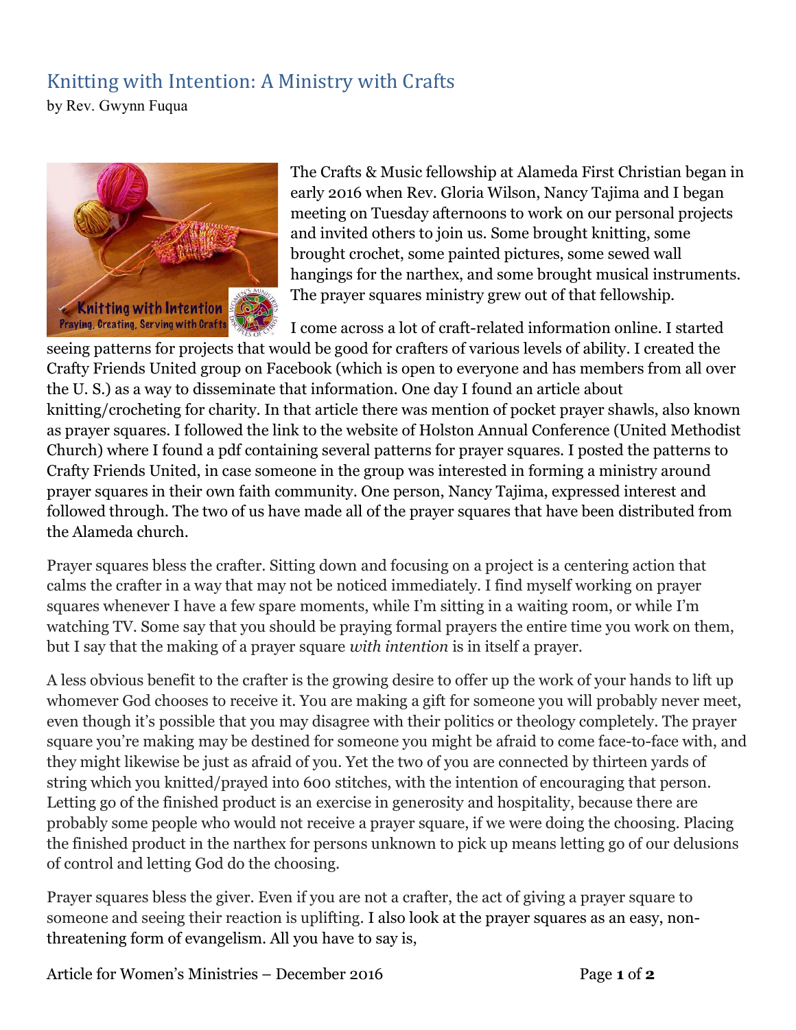# Knitting with Intention: A Ministry with Crafts

by Rev. Gwynn Fuqua

The Crafts & Music fellowship at Alameda First Christian began in early 2016 when Rev. Gloria Wilson, Nancy Tajima and I began meeting on Tuesday afternoons to work on our personal projects and invited others to join us. Some brought knitting, some brought crochet, some painted pictures, some sewed wall hangings for the narthex, and some brought musical instruments. The prayer squares ministry grew out of that fellowship.

I come across a lot of craft-related information online. I started seeing patterns for projects that would be good for crafters of various levels of ability. I created the Crafty Friends United group on Facebook (which is open to everyone and has members from all over the U. S.) as a way to disseminate that information. One day I found an article about knitting/crocheting for charity. In that article there was mention of pocket prayer shawls, also known as prayer squares. I followed the link to the website of Holston Annual Conference (United Methodist Church) where I found a pdf containing several patterns for prayer squares. I posted the patterns to Crafty Friends United, in case someone in the group was interested in forming a ministry around prayer squares in their own faith community. One person, Nancy Tajima, expressed interest and followed through. The two of us have made all of the prayer squares that have been distributed from the Alameda church.

Prayer squares bless the crafter. Sitting down and focusing on a project is a centering action that calms the crafter in a way that may not be noticed immediately. I find myself working on prayer squares whenever I have a few spare moments, while I'm sitting in a waiting room, or while I'm watching TV. Some say that you should be praying formal prayers the entire time you work on them, but I say that the making of a prayer square *with intention* is in itself a prayer.

A less obvious benefit to the crafter is the growing desire to offer up the work of your hands to lift up whomever God chooses to receive it. You are making a gift for someone you will probably never meet, even though it's possible that you may disagree with their politics or theology completely. The prayer square you're making may be destined for someone you might be afraid to come face-to-face with, and they might likewise be just as afraid of you. Yet the two of you are connected by thirteen yards of string which you knitted/prayed into 600 stitches, with the intention of encouraging that person. Letting go of the finished product is an exercise in generosity and hospitality, because there are probably some people who would not receive a prayer square, if we were doing the choosing. Placing the finished product in the narthex for persons unknown to pick up means letting go of our delusions of control and letting God do the choosing.

Prayer squares bless the giver. Even if you are not a crafter, the act of giving a prayer square to someone and seeing their reaction is uplifting. I also look at the prayer squares as an easy, non-threatening form of evangelism. All you have to say is,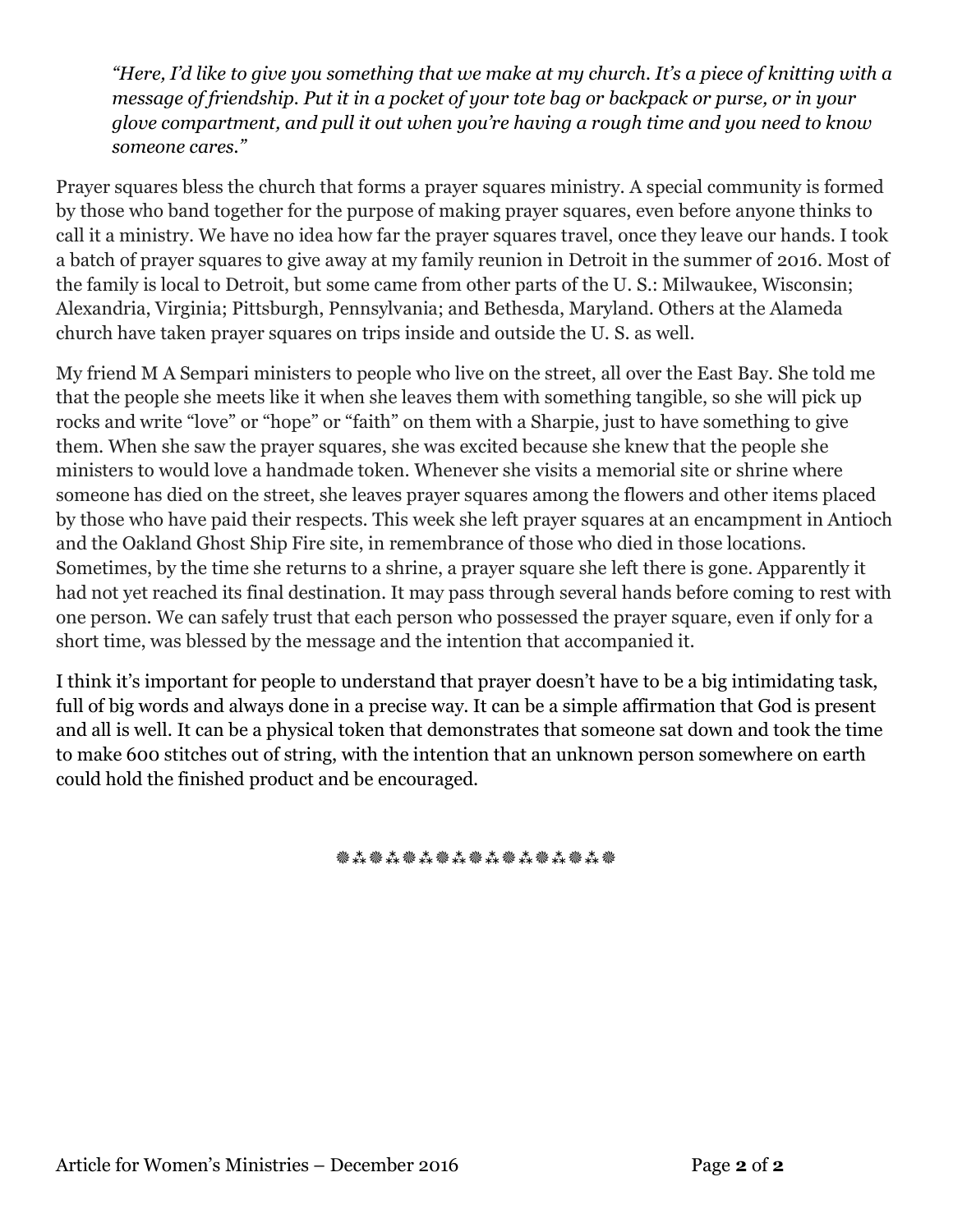*"Here, I'd like to give you something that we make at my church. It's a piece of knitting with a message of friendship. Put it in a pocket of your tote bag or backpack or purse, or in your glove compartment, and pull it out when you're having a rough time and you need to know someone cares."*

Prayer squares bless the church that forms a prayer squares ministry. A special community is formed by those who band together for the purpose of making prayer squares, even before anyone thinks to call it a ministry. We have no idea how far the prayer squares travel, once they leave our hands. I took a batch of prayer squares to give away at my family reunion in Detroit in the summer of 2016. Most of the family is local to Detroit, but some came from other parts of the U. S.: Milwaukee, Wisconsin; Alexandria, Virginia; Pittsburgh, Pennsylvania; and Bethesda, Maryland. Others at the Alameda church have taken prayer squares on trips inside and outside the U. S. as well.

My friend M A Sempari ministers to people who live on the street, all over the East Bay. She told me that the people she meets like it when she leaves them with something tangible, so she will pick up rocks and write "love" or "hope" or "faith" on them with a Sharpie, just to have something to give them. When she saw the prayer squares, she was excited because she knew that the people she ministers to would love a handmade token. Whenever she visits a memorial site or shrine where someone has died on the street, she leaves prayer squares among the flowers and other items placed by those who have paid their respects. This week she left prayer squares at an encampment in Antioch and the Oakland Ghost Ship Fire site, in remembrance of those who died in those locations. Sometimes, by the time she returns to a shrine, a prayer square she left there is gone. Apparently it had not yet reached its final destination. It may pass through several hands before coming to rest with one person. We can safely trust that each person who possessed the prayer square, even if only for a short time, was blessed by the message and the intention that accompanied it.

I think it's important for people to understand that prayer doesn't have to be a big intimidating task, full of big words and always done in a precise way. It can be a simple affirmation that God is present and all is well. It can be a physical token that demonstrates that someone sat down and took the time to make 600 stitches out of string, with the intention that an unknown person somewhere on earth could hold the finished product and be encouraged.

❁⁂❁⁂❁⁂❁⁂❁⁂❁⁂❁⁂❁⁂❁